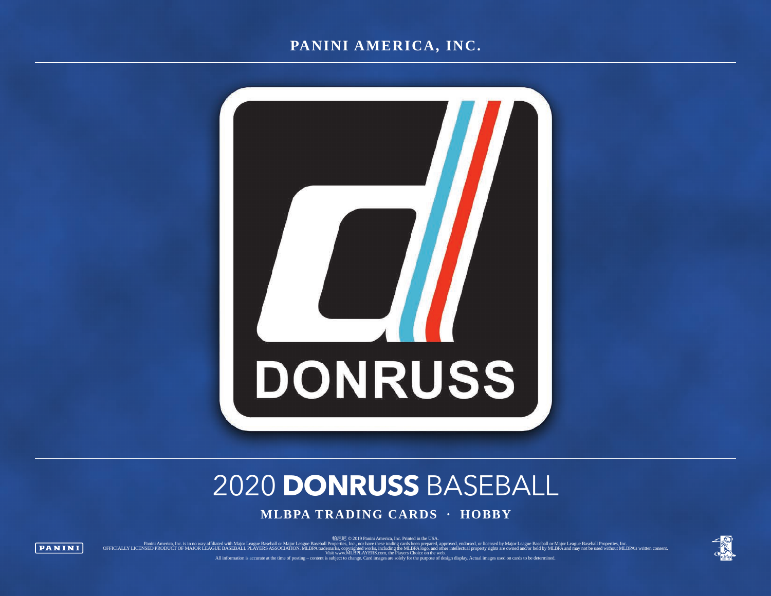PANINI AMERICA, INC.

DONRUSS

# 2020 **DONRUSS** BASEBALL

**MLBPA TRADING CARDS · HOBBY**

PANINI

帕尼尼 © 2019 Panini America, Inc. Printed in the USA.
Panini America, Inc. is in no way affiliated with Major League Baseball or Major League Baseball Properties, Inc., nor have these trading cards been prepared, approved, endorsed, or licensed by Major League Baseball or Major League Baseball Properties, Inc.
OFFICIALLY LICENSED PRODUCT OF MAJOR LEAGUE BASEBALL PLAYERS ASSOCIATION. MLBPA trademarks, copyrighted works, including the MLBPA logo, and other intellectual property rights are owned and/or held by MLBPA and may not be used without MLBPA's written consent.
Visit www.MLBPLAYERS.com, the Players Choice on the web.
All information is accurate at the time of posting – content is subject to change. Card images are solely for the purpose of design display. Actual images used on cards to be determined.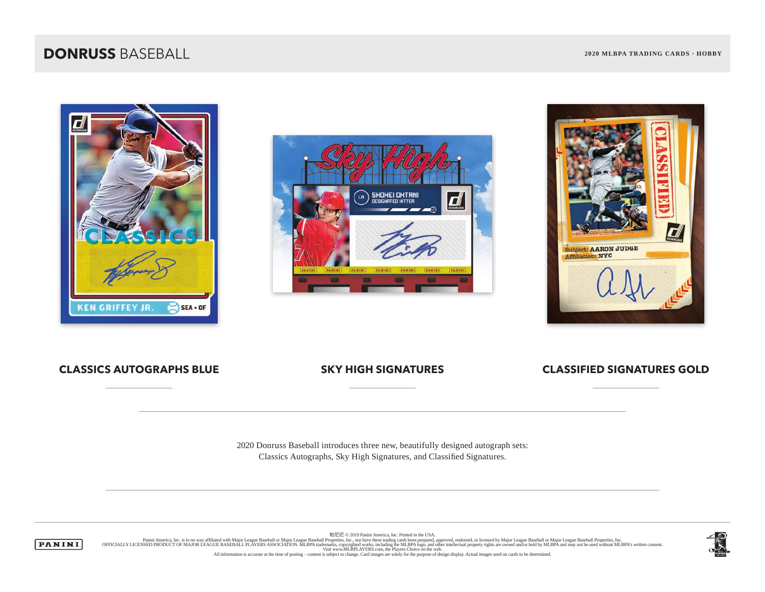# DONRUSS BASEBALL

2020 MLBPA TRADING CARDS · HOBBY

**CLASSICS AUTOGRAPHS BLUE**

**SKY HIGH SIGNATURES**

**CLASSIFIED SIGNATURES GOLD**

2020 Donruss Baseball introduces three new, beautifully designed autograph sets: Classics Autographs, Sky High Signatures, and Classified Signatures.

帕尼尼 © 2019 Panini America, Inc. Printed in the USA.
Panini America, Inc. is in no way affiliated with Major League Baseball or Major League Baseball Properties, Inc., nor have these trading cards been prepared, approved, endorsed, or licensed by Major League Baseball or Major League Baseball Properties, Inc.
OFFICIALLY LICENSED PRODUCT OF MAJOR LEAGUE BASEBALL PLAYERS ASSOCIATION. MLBPA trademarks, copyrighted works, including the MLBPA logo, and other intellectual property rights are owned and/or held by MLBPA and may not be used without MLBPA's written consent.
Visit www.MLBPLAYERS.com, the Players Choice on the web.
All information is accurate at the time of posting – content is subject to change. Card images are solely for the purpose of design display. Actual images used on cards to be determined.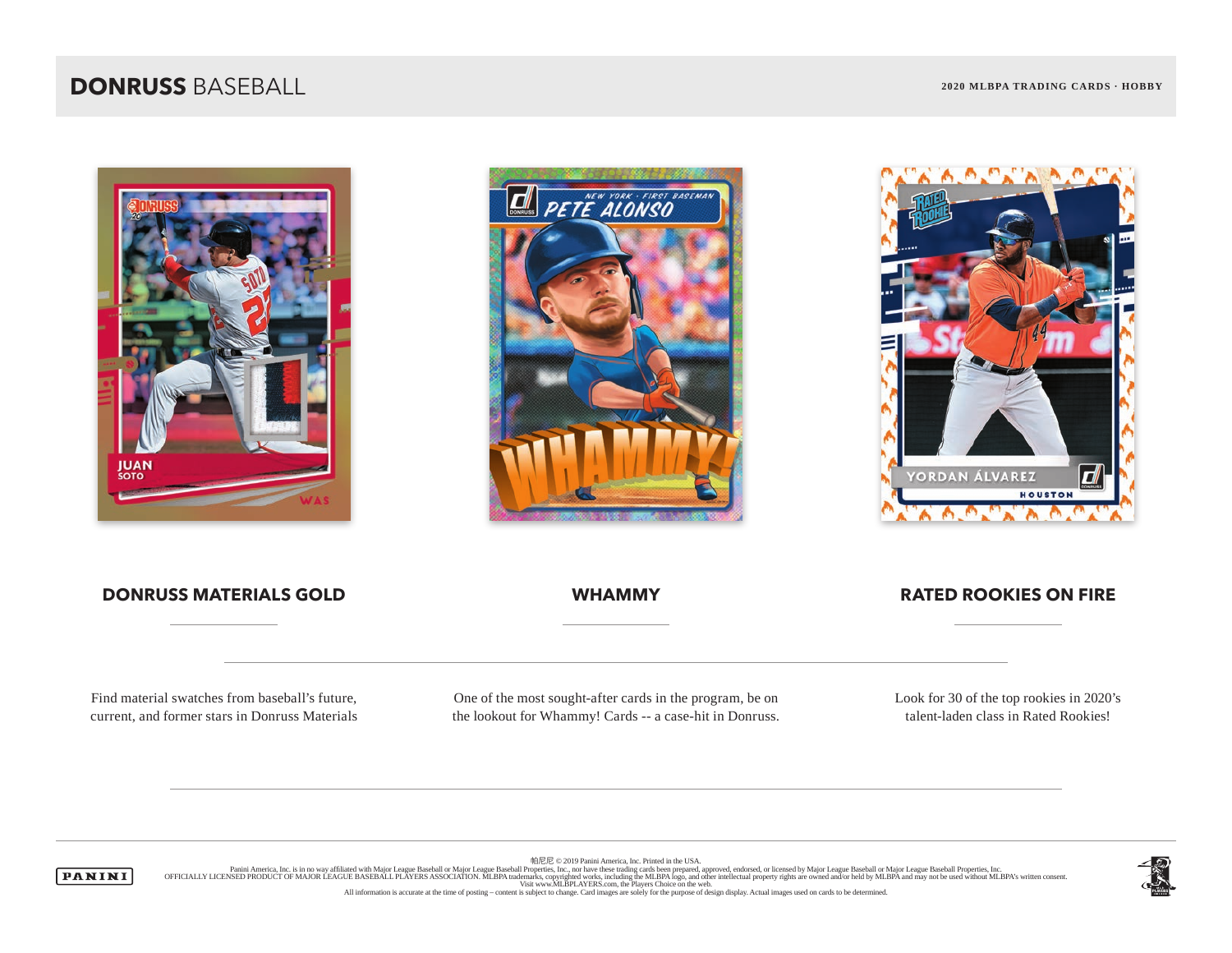# **DONRUSS** BASEBALL

**2020 MLBPA TRADING CARDS · HOBBY**

### DONRUSS MATERIALS GOLD

Find material swatches from baseball's future, current, and former stars in Donruss Materials

### WHAMMY

One of the most sought-after cards in the program, be on the lookout for Whammy! Cards -- a case-hit in Donruss.

### RATED ROOKIES ON FIRE

Look for 30 of the top rookies in 2020's talent-laden class in Rated Rookies!

帕尼尼 © 2019 Panini America, Inc. Printed in the USA.
Panini America, Inc. is in no way affiliated with Major League Baseball or Major League Baseball Properties, Inc., nor have these trading cards been prepared, approved, endorsed, or licensed by Major League Baseball or Major League Baseball Properties, Inc.
OFFICIALLY LICENSED PRODUCT OF MAJOR LEAGUE BASEBALL PLAYERS ASSOCIATION. MLBPA trademarks, copyrighted works, including the MLBPA logo, and other intellectual property rights are owned and/or held by MLBPA and may not be used without MLBPA's written consent.
Visit www.MLBPLAYERS.com, the Players Choice on the web.
All information is accurate at the time of posting – content is subject to change. Card images are solely for the purpose of design display. Actual images used on cards to be determined.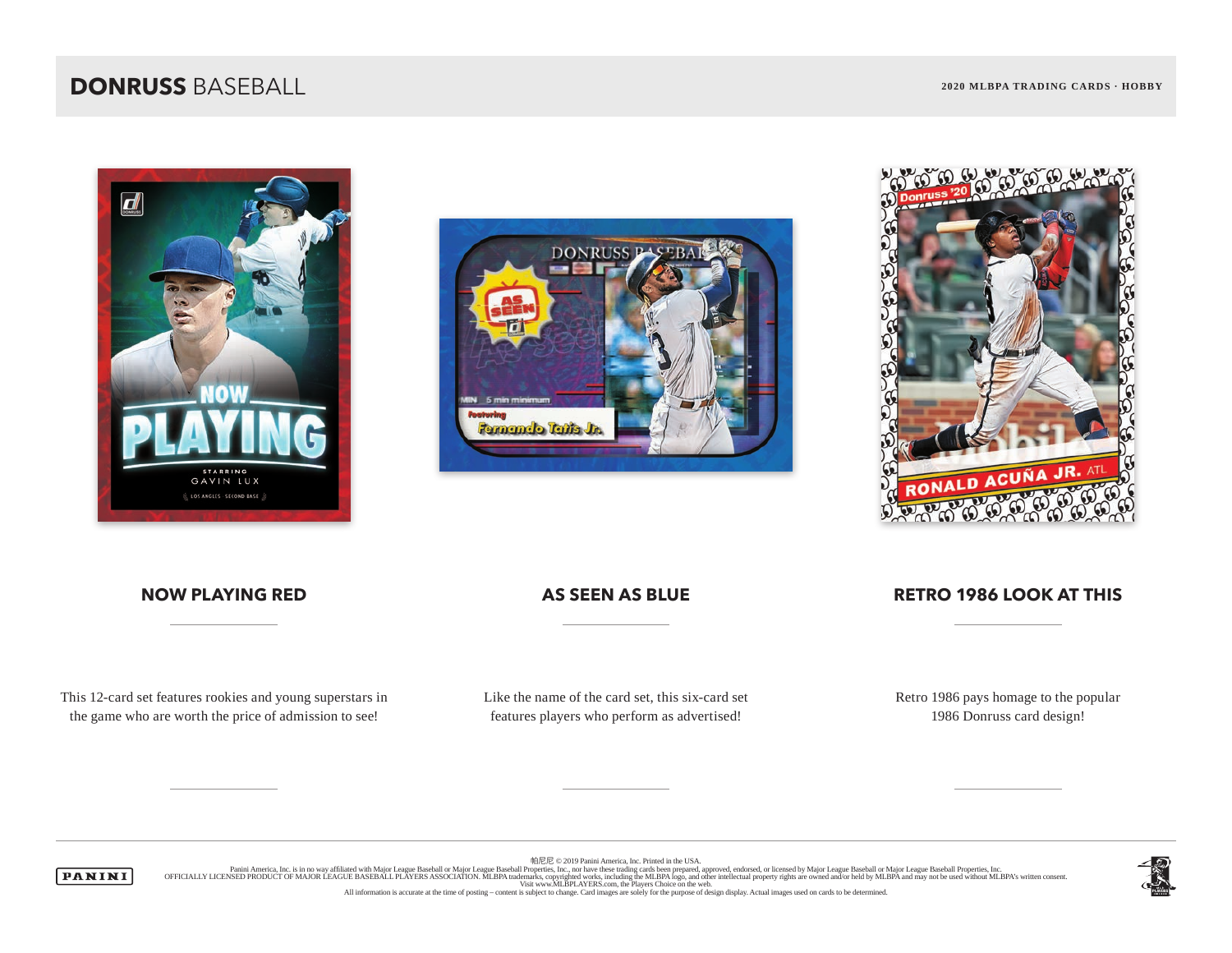## NOW PLAYING RED

This 12-card set features rookies and young superstars in the game who are worth the price of admission to see!

## AS SEEN AS BLUE

Like the name of the card set, this six-card set features players who perform as advertised!

## RETRO 1986 LOOK AT THIS

Retro 1986 pays homage to the popular 1986 Donruss card design!

帕尼尼 © 2019 Panini America, Inc. Printed in the USA.
Panini America, Inc. is in no way affiliated with Major League Baseball or Major League Baseball Properties, Inc., nor have these trading cards been prepared, approved, endorsed, or licensed by Major League Baseball or Major League Baseball Properties, Inc.
OFFICIALLY LICENSED PRODUCT OF MAJOR LEAGUE BASEBALL PLAYERS ASSOCIATION. MLBPA trademarks, copyrighted works, including the MLBPA logo, and other intellectual property rights are owned and/or held by MLBPA and may not be used without MLBPA's written consent.
Visit www.MLBPLAYERS.com, the Players Choice on the web.
All information is accurate at the time of posting – content is subject to change. Card images are solely for the purpose of design display. Actual images used on cards to be determined.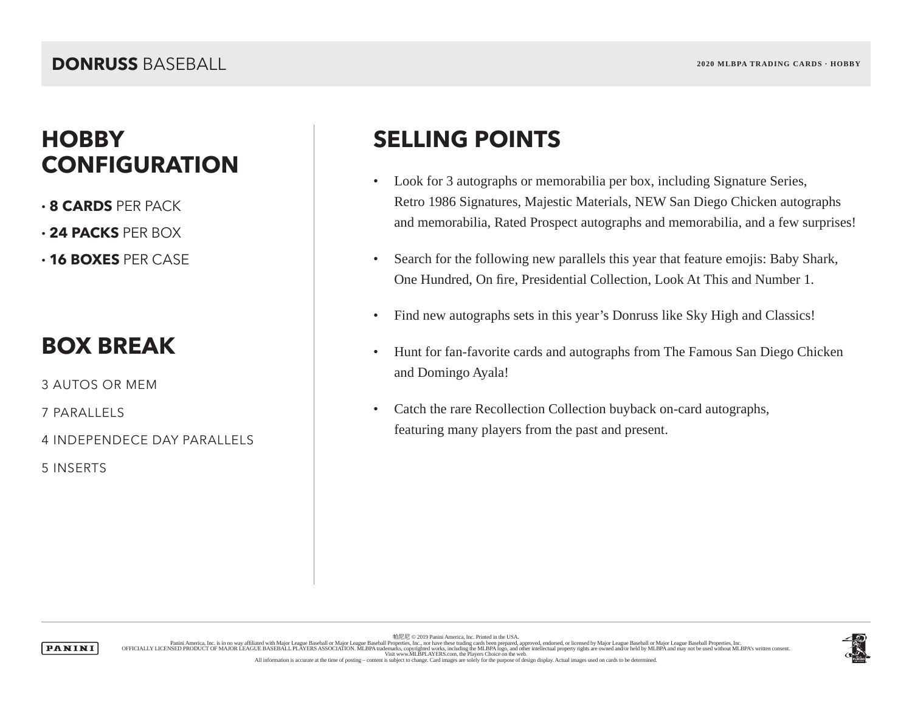## HOBBY CONFIGURATION

- **8 CARDS** PER PACK
- **24 PACKS** PER BOX
- **16 BOXES** PER CASE

## BOX BREAK

3 AUTOS OR MEM

7 PARALLELS

4 INDEPENDECE DAY PARALLELS

5 INSERTS

## SELLING POINTS

- Look for 3 autographs or memorabilia per box, including Signature Series, Retro 1986 Signatures, Majestic Materials, NEW San Diego Chicken autographs and memorabilia, Rated Prospect autographs and memorabilia, and a few surprises!
- Search for the following new parallels this year that feature emojis: Baby Shark, One Hundred, On fire, Presidential Collection, Look At This and Number 1.
- Find new autographs sets in this year's Donruss like Sky High and Classics!
- Hunt for fan-favorite cards and autographs from The Famous San Diego Chicken and Domingo Ayala!
- Catch the rare Recollection Collection buyback on-card autographs, featuring many players from the past and present.

帕尼尼 © 2019 Panini America, Inc. Printed in the USA.
Panini America, Inc. is in no way affiliated with Major League Baseball or Major League Baseball Properties, Inc., nor have these trading cards been prepared, approved, endorsed, or licensed by Major League Baseball or Major League Baseball Properties, Inc.
OFFICIALLY LICENSED PRODUCT OF MAJOR LEAGUE BASEBALL PLAYERS ASSOCIATION. MLBPA trademarks, copyrighted works, including the MLBPA logo, and other intellectual property rights are owned and/or held by MLBPA and may not be used without MLBPA's written consent.
Visit www.MLBPLAYERS.com, the Players Choice on the web.
All information is accurate at the time of posting – content is subject to change. Card images are solely for the purpose of design display. Actual images used on cards to be determined.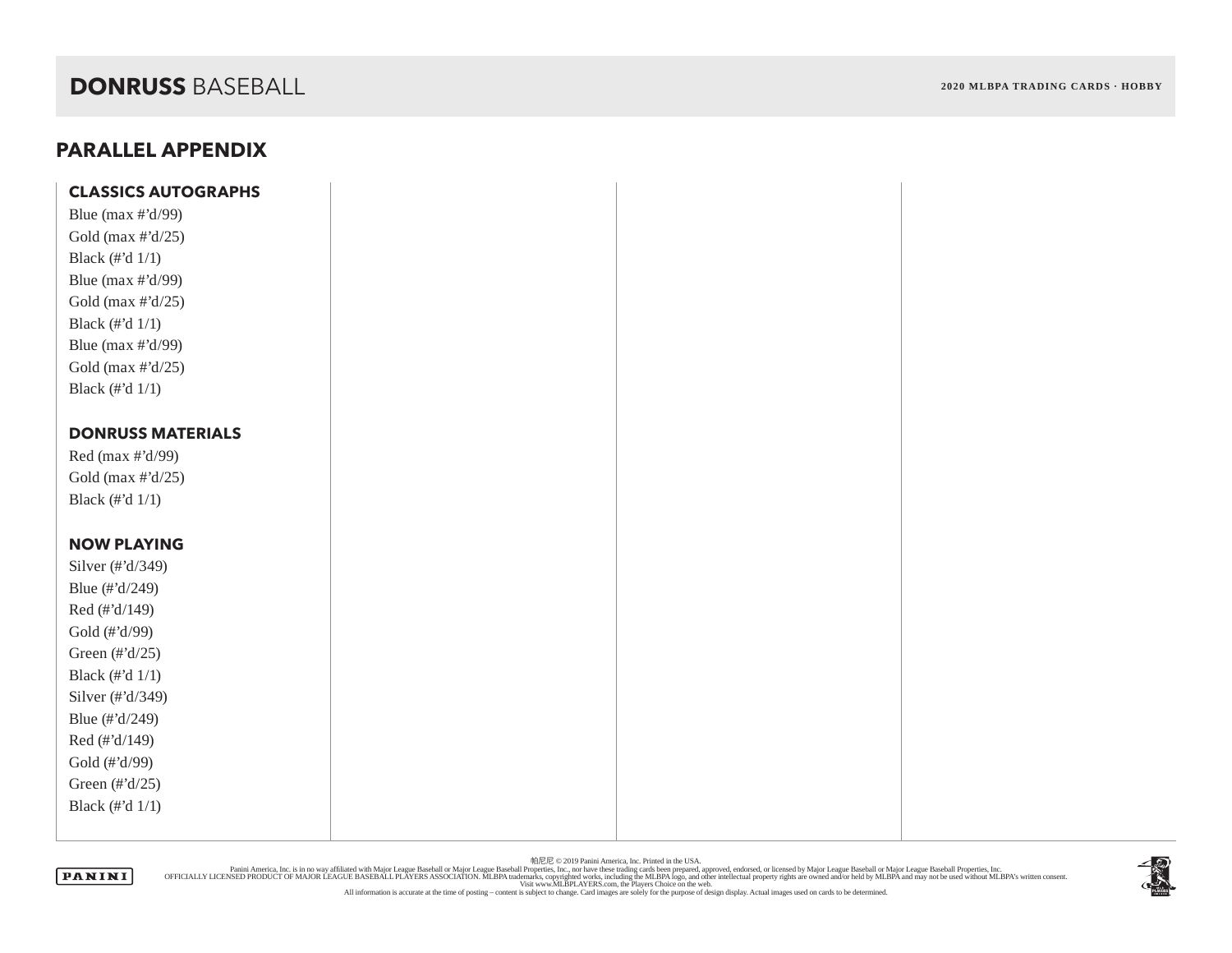## PARALLEL APPENDIX

### CLASSICS AUTOGRAPHS

Blue (max #'d/99)
Gold (max #'d/25)
Black (#'d 1/1)
Blue (max #'d/99)
Gold (max #'d/25)
Black (#'d 1/1)
Blue (max #'d/99)
Gold (max #'d/25)
Black (#'d 1/1)

### DONRUSS MATERIALS

Red (max #'d/99)
Gold (max #'d/25)
Black (#'d 1/1)

### NOW PLAYING

Silver (#'d/349)
Blue (#'d/249)
Red (#'d/149)
Gold (#'d/99)
Green (#'d/25)
Black (#'d 1/1)
Silver (#'d/349)
Blue (#'d/249)
Red (#'d/149)
Gold (#'d/99)
Green (#'d/25)
Black (#'d 1/1)